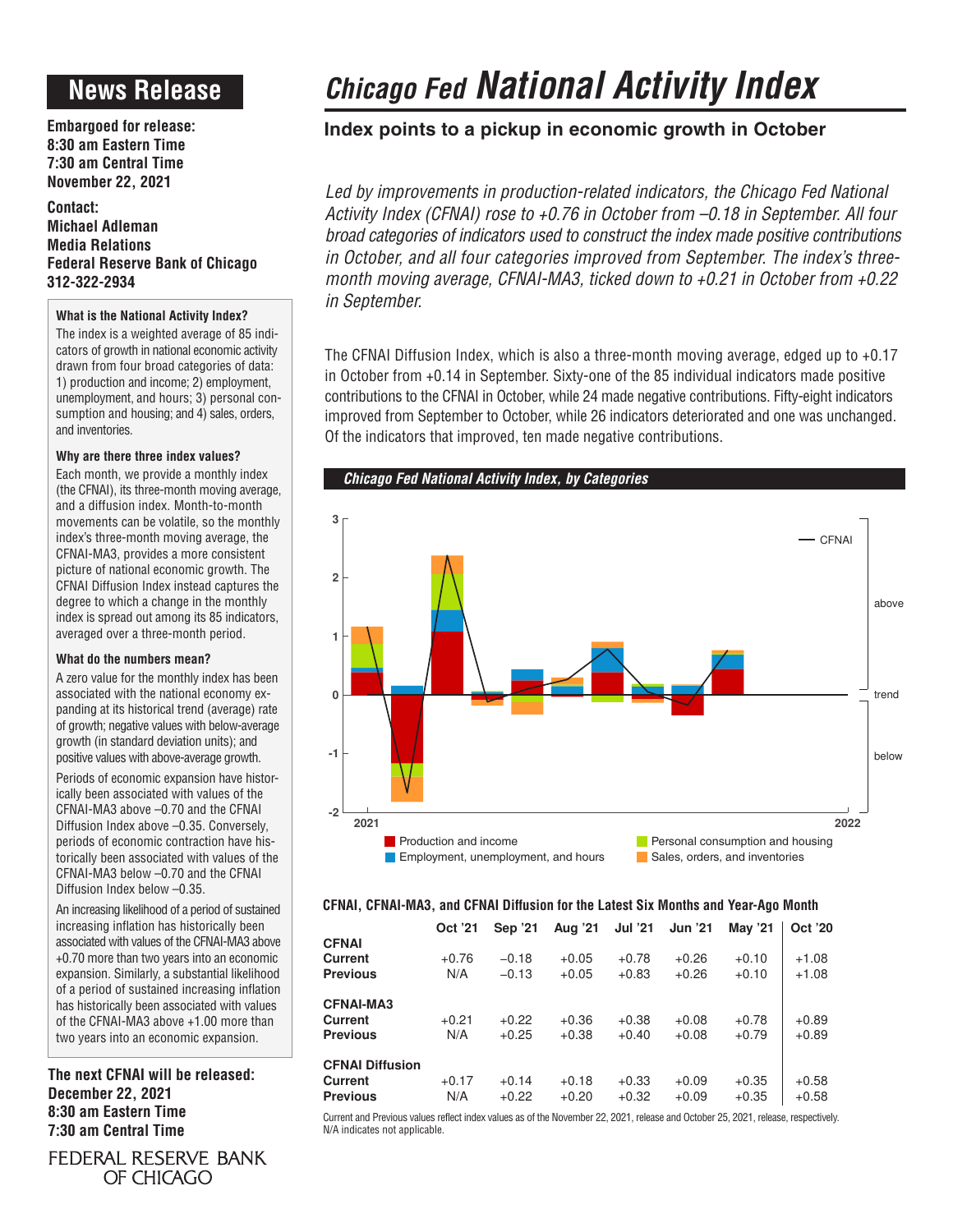# News Release

**Embargoed for release:**
**8:30 am Eastern Time**
**7:30 am Central Time**
**November 22, 2021**

**Contact:**
**Michael Adleman**
**Media Relations**
**Federal Reserve Bank of Chicago**
**312-322-2934**

### What is the National Activity Index?

The index is a weighted average of 85 indicators of growth in national economic activity drawn from four broad categories of data: 1) production and income; 2) employment, unemployment, and hours; 3) personal consumption and housing; and 4) sales, orders, and inventories.

### Why are there three index values?

Each month, we provide a monthly index (the CFNAI), its three-month moving average, and a diffusion index. Month-to-month movements can be volatile, so the monthly index's three-month moving average, the CFNAI-MA3, provides a more consistent picture of national economic growth. The CFNAI Diffusion Index instead captures the degree to which a change in the monthly index is spread out among its 85 indicators, averaged over a three-month period.

### What do the numbers mean?

A zero value for the monthly index has been associated with the national economy expanding at its historical trend (average) rate of growth; negative values with below-average growth (in standard deviation units); and positive values with above-average growth.

Periods of economic expansion have historically been associated with values of the CFNAI-MA3 above –0.70 and the CFNAI Diffusion Index above –0.35. Conversely, periods of economic contraction have historically been associated with values of the CFNAI-MA3 below –0.70 and the CFNAI Diffusion Index below –0.35.

An increasing likelihood of a period of sustained increasing inflation has historically been associated with values of the CFNAI-MA3 above +0.70 more than two years into an economic expansion. Similarly, a substantial likelihood of a period of sustained increasing inflation has historically been associated with values of the CFNAI-MA3 above +1.00 more than two years into an economic expansion.

**The next CFNAI will be released:**
**December 22, 2021**
**8:30 am Eastern Time**
**7:30 am Central Time**

FEDERAL RESERVE BANK OF CHICAGO

# *Chicago Fed* National Activity Index

## Index points to a pickup in economic growth in October

*Led by improvements in production-related indicators, the Chicago Fed National Activity Index (CFNAI) rose to +0.76 in October from –0.18 in September. All four broad categories of indicators used to construct the index made positive contributions in October, and all four categories improved from September. The index's three-month moving average, CFNAI-MA3, ticked down to +0.21 in October from +0.22 in September.*

The CFNAI Diffusion Index, which is also a three-month moving average, edged up to +0.17 in October from +0.14 in September. Sixty-one of the 85 individual indicators made positive contributions to the CFNAI in October, while 24 made negative contributions. Fifty-eight indicators improved from September to October, while 26 indicators deteriorated and one was unchanged. Of the indicators that improved, ten made negative contributions.

***Chicago Fed National Activity Index, by Categories***

3
2
1
0
-1
-2
2021
2022
CFNAI
above
trend
below
Production and income
Employment, unemployment, and hours
Personal consumption and housing
Sales, orders, and inventories

**CFNAI, CFNAI-MA3, and CFNAI Diffusion for the Latest Six Months and Year-Ago Month**

| | Oct '21 | Sep '21 | Aug '21 | Jul '21 | Jun '21 | May '21 | Oct '20 |
|---|---|---|---|---|---|---|---|
| **CFNAI** | | | | | | | |
| **Current** | +0.76 | –0.18 | +0.05 | +0.78 | +0.26 | +0.10 | +1.08 |
| **Previous** | N/A | –0.13 | +0.05 | +0.83 | +0.26 | +0.10 | +1.08 |
| **CFNAI-MA3** | | | | | | | |
| **Current** | +0.21 | +0.22 | +0.36 | +0.38 | +0.08 | +0.78 | +0.89 |
| **Previous** | N/A | +0.25 | +0.38 | +0.40 | +0.08 | +0.79 | +0.89 |
| **CFNAI Diffusion** | | | | | | | |
| **Current** | +0.17 | +0.14 | +0.18 | +0.33 | +0.09 | +0.35 | +0.58 |
| **Previous** | N/A | +0.22 | +0.20 | +0.32 | +0.09 | +0.35 | +0.58 |

Current and Previous values reflect index values as of the November 22, 2021, release and October 25, 2021, release, respectively. N/A indicates not applicable.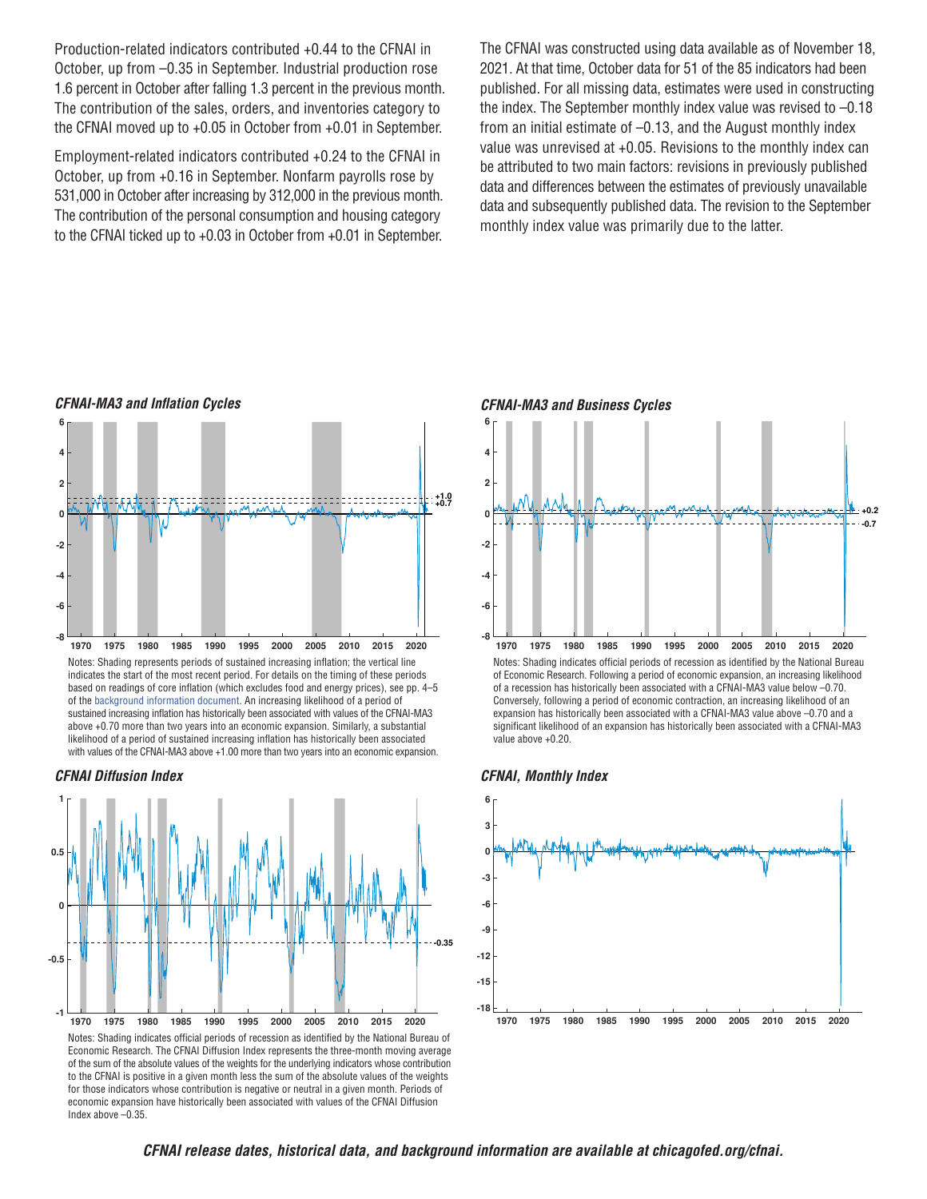Production-related indicators contributed +0.44 to the CFNAI in October, up from –0.35 in September. Industrial production rose 1.6 percent in October after falling 1.3 percent in the previous month. The contribution of the sales, orders, and inventories category to the CFNAI moved up to +0.05 in October from +0.01 in September.

Employment-related indicators contributed +0.24 to the CFNAI in October, up from +0.16 in September. Nonfarm payrolls rose by 531,000 in October after increasing by 312,000 in the previous month. The contribution of the personal consumption and housing category to the CFNAI ticked up to +0.03 in October from +0.01 in September.

The CFNAI was constructed using data available as of November 18, 2021. At that time, October data for 51 of the 85 indicators had been published. For all missing data, estimates were used in constructing the index. The September monthly index value was revised to –0.18 from an initial estimate of –0.13, and the August monthly index value was unrevised at +0.05. Revisions to the monthly index can be attributed to two main factors: revisions in previously published data and differences between the estimates of previously unavailable data and subsequently published data. The revision to the September monthly index value was primarily due to the latter.

***CFNAI-MA3 and Inflation Cycles***

6
4
2
0
-2
-4
-6
-8
1970 1975 1980 1985 1990 1995 2000 2005 2010 2015 2020
+1.0
+0.7

Notes: Shading represents periods of sustained increasing inflation; the vertical line indicates the start of the most recent period. For details on the timing of these periods based on readings of core inflation (which excludes food and energy prices), see pp. 4–5 of the background information document. An increasing likelihood of a period of sustained increasing inflation has historically been associated with values of the CFNAI-MA3 above +0.70 more than two years into an economic expansion. Similarly, a substantial likelihood of a period of sustained increasing inflation has historically been associated with values of the CFNAI-MA3 above +1.00 more than two years into an economic expansion.

***CFNAI-MA3 and Business Cycles***

6
4
2
0
-2
-4
-6
-8
1970 1975 1980 1985 1990 1995 2000 2005 2010 2015 2020
+0.2
-0.7

Notes: Shading indicates official periods of recession as identified by the National Bureau of Economic Research. Following a period of economic expansion, an increasing likelihood of a recession has historically been associated with a CFNAI-MA3 value below –0.70. Conversely, following a period of economic contraction, an increasing likelihood of an expansion has historically been associated with a CFNAI-MA3 value above –0.70 and a significant likelihood of an expansion has historically been associated with a CFNAI-MA3 value above +0.20.

***CFNAI Diffusion Index***

1
0.5
0
-0.5
-1
1970 1975 1980 1985 1990 1995 2000 2005 2010 2015 2020
-0.35

Notes: Shading indicates official periods of recession as identified by the National Bureau of Economic Research. The CFNAI Diffusion Index represents the three-month moving average of the sum of the absolute values of the weights for the underlying indicators whose contribution to the CFNAI is positive in a given month less the sum of the absolute values of the weights for those indicators whose contribution is negative or neutral in a given month. Periods of economic expansion have historically been associated with values of the CFNAI Diffusion Index above –0.35.

***CFNAI, Monthly Index***

6
3
0
-3
-6
-9
-12
-15
-18
1970 1975 1980 1985 1990 1995 2000 2005 2010 2015 2020

***CFNAI release dates, historical data, and background information are available at chicagofed.org/cfnai.***